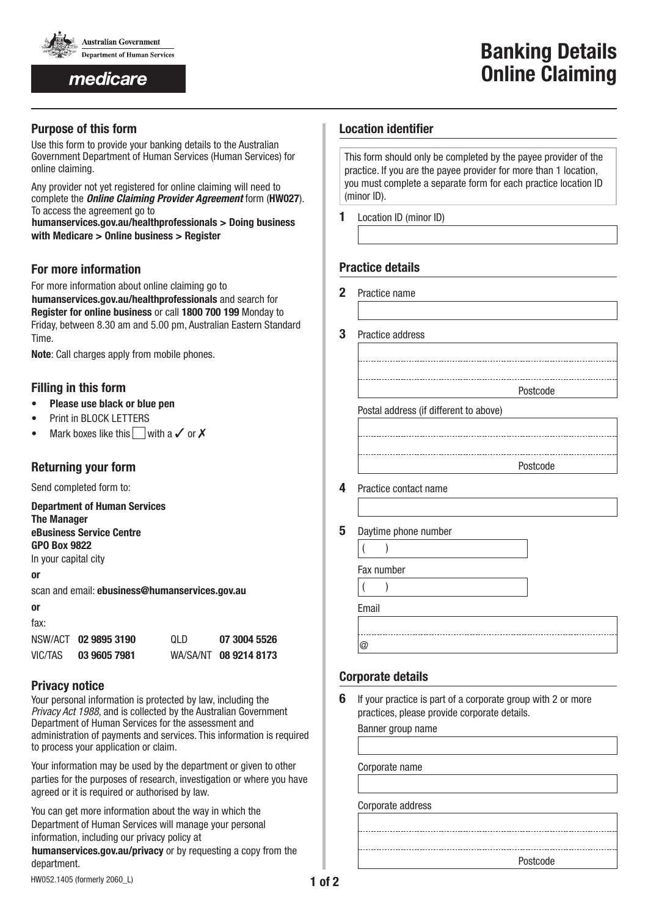Australian Government
Department of Human Services

medicare

# Banking Details Online Claiming

## Purpose of this form

Use this form to provide your banking details to the Australian Government Department of Human Services (Human Services) for online claiming.

Any provider not yet registered for online claiming will need to complete the ***Online Claiming Provider Agreement*** form (**HW027**). To access the agreement go to **humanservices.gov.au/healthprofessionals > Doing business with Medicare > Online business > Register**

## For more information

For more information about online claiming go to **humanservices.gov.au/healthprofessionals** and search for **Register for online business** or call **1800 700 199** Monday to Friday, between 8.30 am and 5.00 pm, Australian Eastern Standard Time.

**Note**: Call charges apply from mobile phones.

## Filling in this form

- **Please use black or blue pen**
- Print in BLOCK LETTERS
- Mark boxes like this ☐ with a ✓ or ✗

## Returning your form

Send completed form to:

**Department of Human Services**
**The Manager**
**eBusiness Service Centre**
**GPO Box 9822**
In your capital city

**or**

scan and email: **ebusiness@humanservices.gov.au**

**or**

fax:

| | | | |
|---|---|---|---|
| NSW/ACT | **02 9895 3190** | QLD | **07 3004 5526** |
| VIC/TAS | **03 9605 7981** | WA/SA/NT | **08 9214 8173** |

## Privacy notice

Your personal information is protected by law, including the *Privacy Act 1988*, and is collected by the Australian Government Department of Human Services for the assessment and administration of payments and services. This information is required to process your application or claim.

Your information may be used by the department or given to other parties for the purposes of research, investigation or where you have agreed or it is required or authorised by law.

You can get more information about the way in which the Department of Human Services will manage your personal information, including our privacy policy at **humanservices.gov.au/privacy** or by requesting a copy from the department.

HW052.1405 (formerly 2060_L)

## Location identifier

This form should only be completed by the payee provider of the practice. If you are the payee provider for more than 1 location, you must complete a separate form for each practice location ID (minor ID).

**1** Location ID (minor ID)

## Practice details

**2** Practice name

**3** Practice address

Postcode

Postal address (if different to above)

Postcode

**4** Practice contact name

**5** Daytime phone number

( )

Fax number

( )

Email

@

## Corporate details

**6** If your practice is part of a corporate group with 2 or more practices, please provide corporate details.

Banner group name

Corporate name

Corporate address

Postcode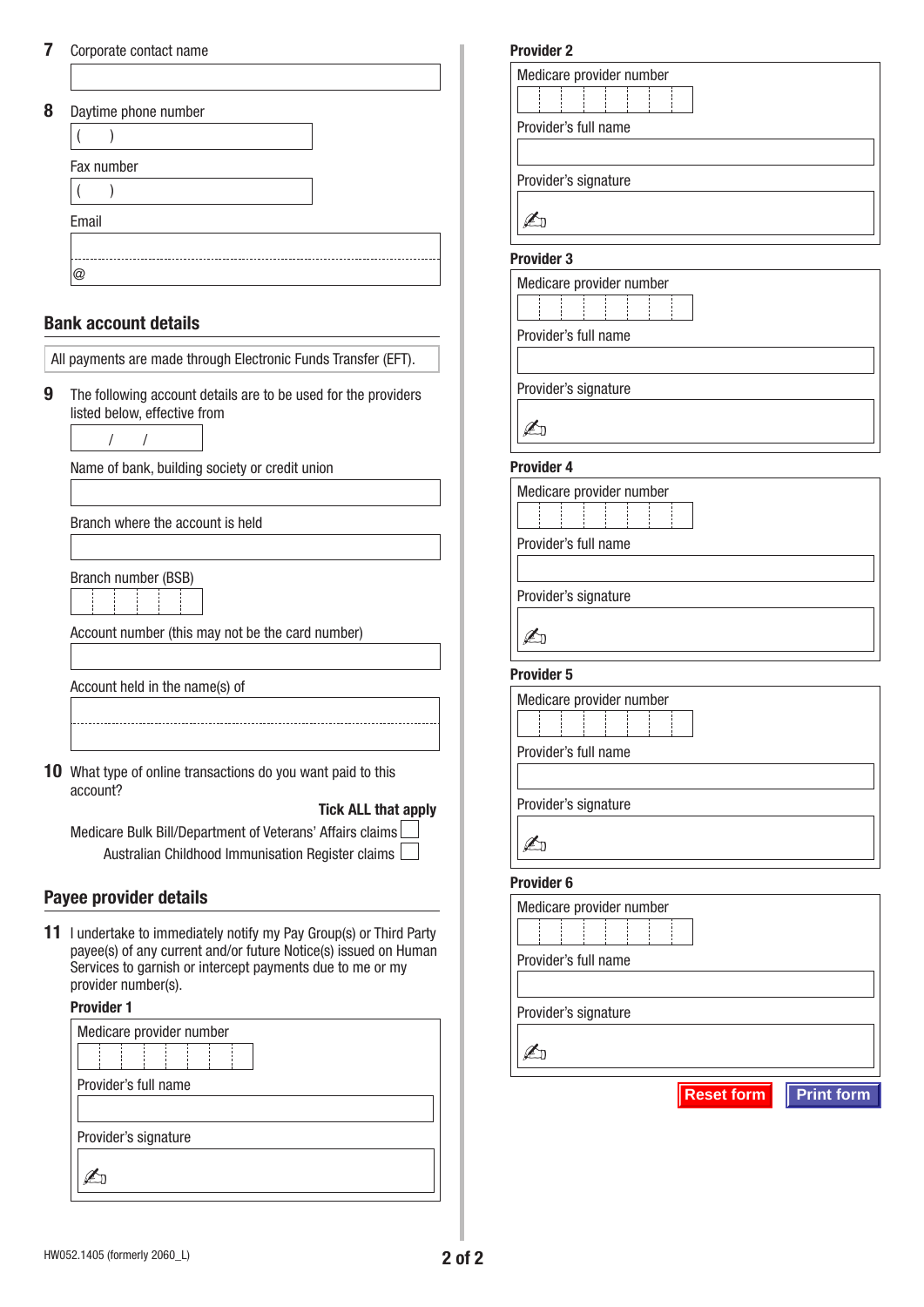7 Corporate contact name

8 Daytime phone number

( )

Fax number

( )

Email

@

## Bank account details

All payments are made through Electronic Funds Transfer (EFT).

9 The following account details are to be used for the providers listed below, effective from

/ /

Name of bank, building society or credit union

Branch where the account is held

Branch number (BSB)

Account number (this may not be the card number)

Account held in the name(s) of

10 What type of online transactions do you want paid to this account?

**Tick ALL that apply**

Medicare Bulk Bill/Department of Veterans' Affairs claims ☐

Australian Childhood Immunisation Register claims ☐

## Payee provider details

11 I undertake to immediately notify my Pay Group(s) or Third Party payee(s) of any current and/or future Notice(s) issued on Human Services to garnish or intercept payments due to me or my provider number(s).

**Provider 1**

Medicare provider number

Provider's full name

Provider's signature

**Provider 2**

Medicare provider number

Provider's full name

Provider's signature

**Provider 3**

Medicare provider number

Provider's full name

Provider's signature

**Provider 4**

Medicare provider number

Provider's full name

Provider's signature

**Provider 5**

Medicare provider number

Provider's full name

Provider's signature

**Provider 6**

Medicare provider number

Provider's full name

Provider's signature

Reset form    Print form

HW052.1405 (formerly 2060_L)